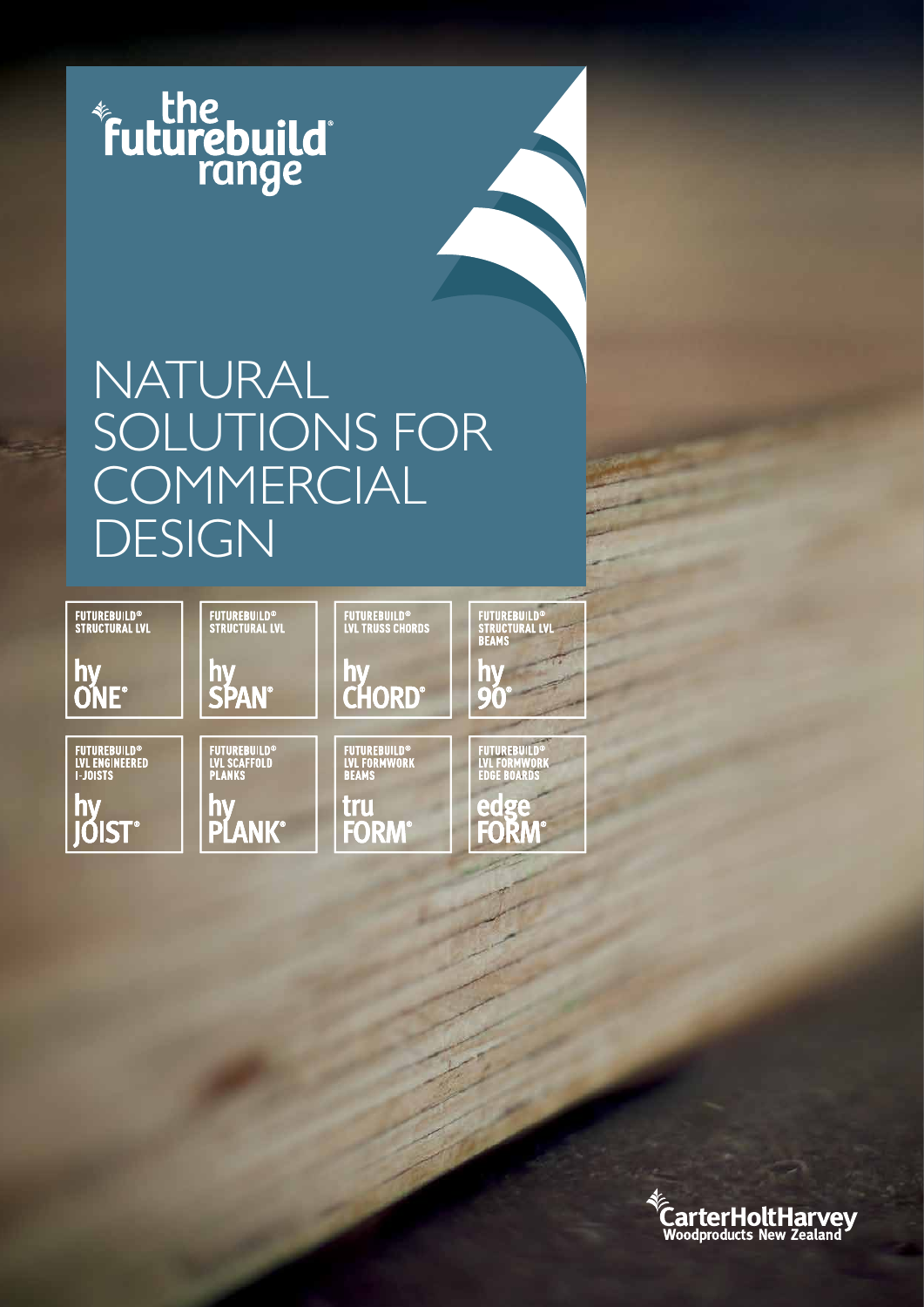# the futurebuild® range

# NATURAL SOLUTIONS FOR COMMERCIAL DESIGN

FUTUREBUILD® STRUCTURAL LVL
**hy ONE®**

FUTUREBUILD® STRUCTURAL LVL
**hy SPAN®**

FUTUREBUILD® LVL TRUSS CHORDS
**hy CHORD®**

FUTUREBUILD® STRUCTURAL LVL BEAMS
**hy 90®**

FUTUREBUILD® LVL ENGINEERED I-JOISTS
**hy JOIST®**

FUTUREBUILD® LVL SCAFFOLD PLANKS
**hy PLANK®**

FUTUREBUILD® LVL FORMWORK BEAMS
**tru FORM®**

FUTUREBUILD® LVL FORMWORK EDGE BOARDS
**edge FORM®**

CarterHoltHarvey
Woodproducts New Zealand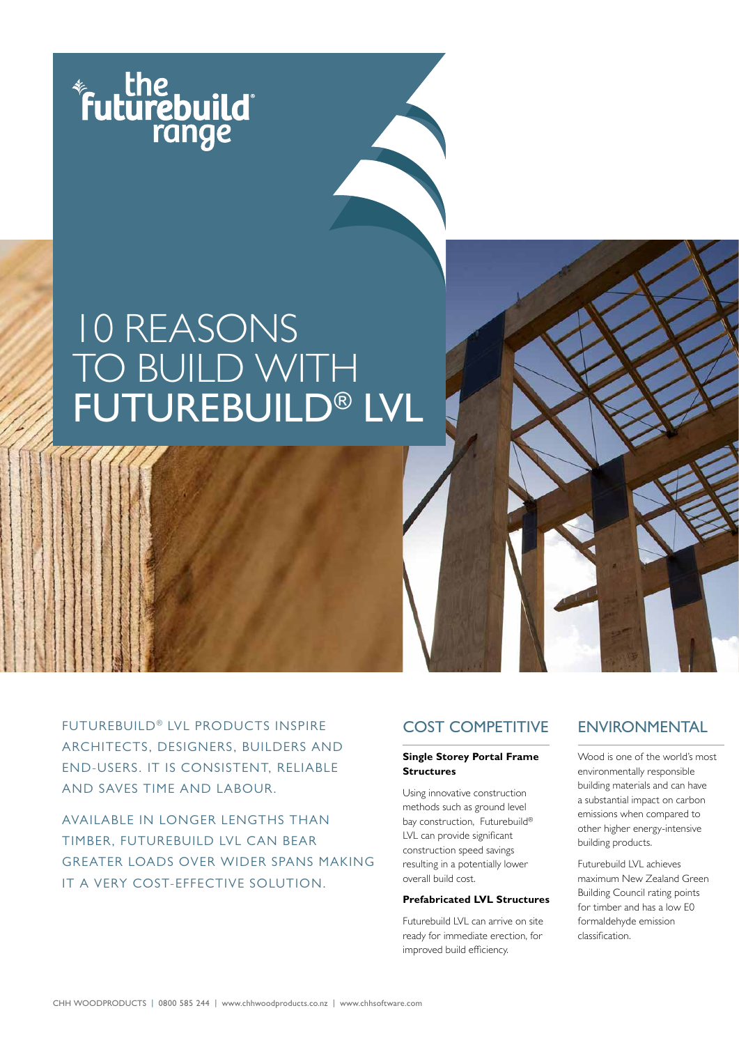the futurebuild® range

# 10 REASONS TO BUILD WITH FUTUREBUILD® LVL

FUTUREBUILD® LVL PRODUCTS INSPIRE ARCHITECTS, DESIGNERS, BUILDERS AND END-USERS. IT IS CONSISTENT, RELIABLE AND SAVES TIME AND LABOUR.

AVAILABLE IN LONGER LENGTHS THAN TIMBER, FUTUREBUILD LVL CAN BEAR GREATER LOADS OVER WIDER SPANS MAKING IT A VERY COST-EFFECTIVE SOLUTION.

## COST COMPETITIVE

**Single Storey Portal Frame Structures**

Using innovative construction methods such as ground level bay construction, Futurebuild® LVL can provide significant construction speed savings resulting in a potentially lower overall build cost.

**Prefabricated LVL Structures**

Futurebuild LVL can arrive on site ready for immediate erection, for improved build efficiency.

## ENVIRONMENTAL

Wood is one of the world's most environmentally responsible building materials and can have a substantial impact on carbon emissions when compared to other higher energy-intensive building products.

Futurebuild LVL achieves maximum New Zealand Green Building Council rating points for timber and has a low E0 formaldehyde emission classification.

CHH WOODPRODUCTS | 0800 585 244 | www.chhwoodproducts.co.nz | www.chhsoftware.com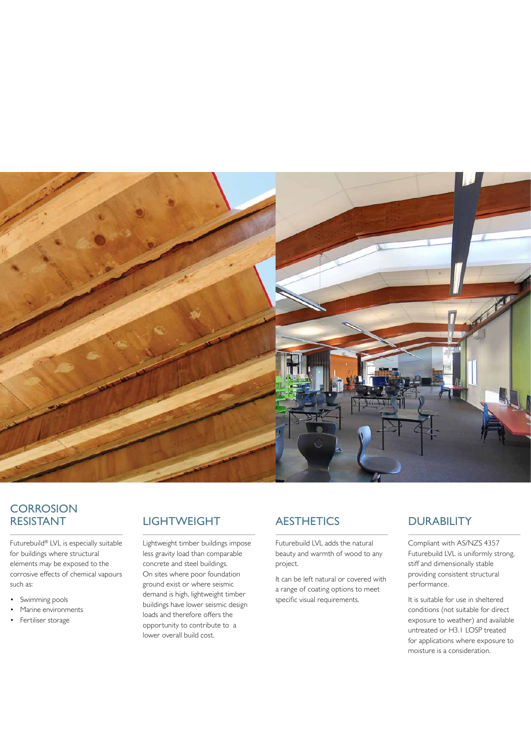## CORROSION RESISTANT

Futurebuild® LVL is especially suitable for buildings where structural elements may be exposed to the corrosive effects of chemical vapours such as:

- Swimming pools
- Marine environments
- Fertiliser storage

## LIGHTWEIGHT

Lightweight timber buildings impose less gravity load than comparable concrete and steel buildings. On sites where poor foundation ground exist or where seismic demand is high, lightweight timber buildings have lower seismic design loads and therefore offers the opportunity to contribute to a lower overall build cost.

## AESTHETICS

Futurebuild LVL adds the natural beauty and warmth of wood to any project.

It can be left natural or covered with a range of coating options to meet specific visual requirements.

## DURABILITY

Compliant with AS/NZS 4357 Futurebuild LVL is uniformly strong, stiff and dimensionally stable providing consistent structural performance.

It is suitable for use in sheltered conditions (not suitable for direct exposure to weather) and available untreated or H3.1 LOSP treated for applications where exposure to moisture is a consideration.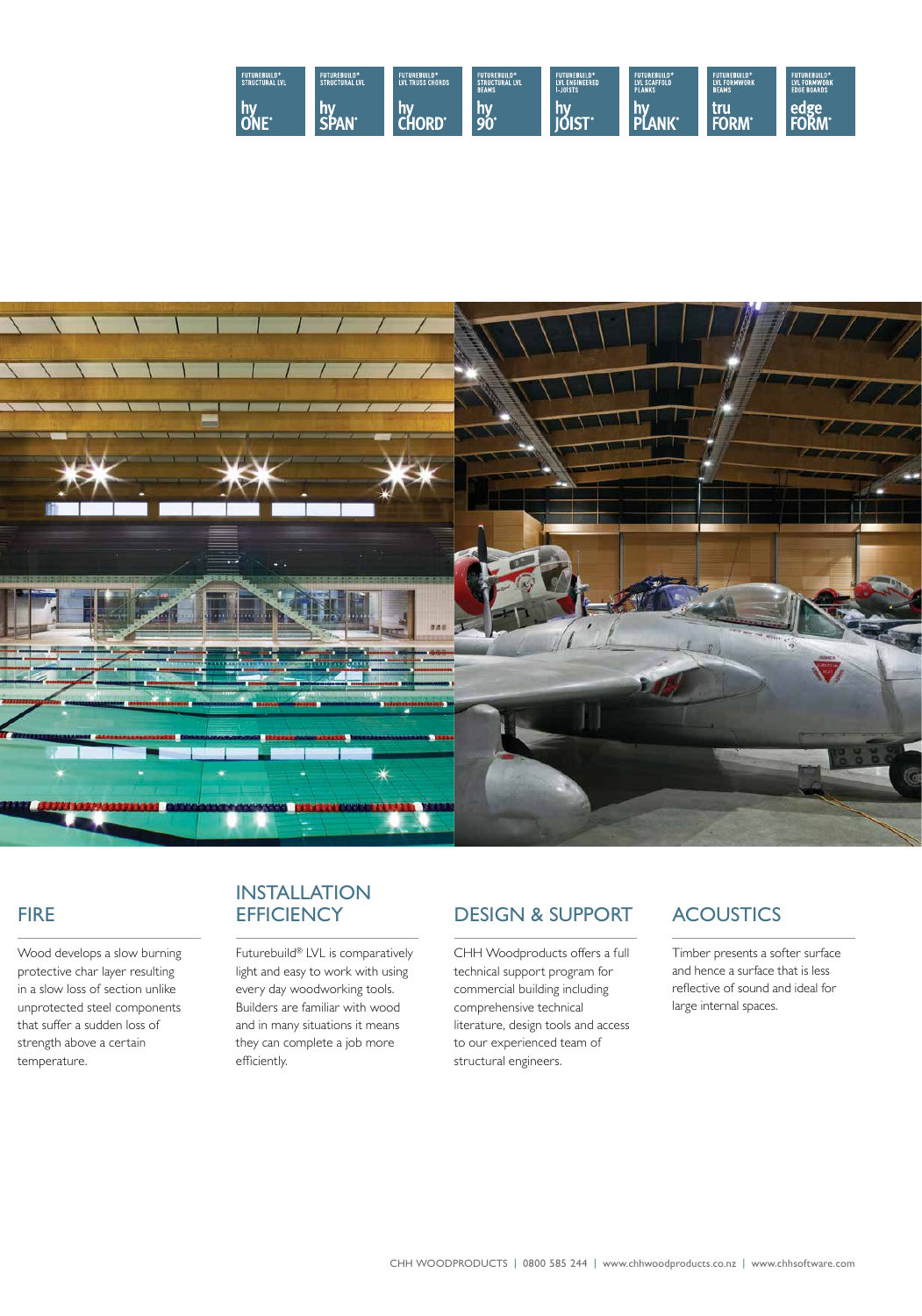FUTUREBUILD® STRUCTURAL LVL hy ONE®

FUTUREBUILD® STRUCTURAL LVL hy SPAN®

FUTUREBUILD® LVL TRUSS CHORDS hy CHORD®

FUTUREBUILD® STRUCTURAL LVL BEAMS hy 90®

FUTUREBUILD® LVL ENGINEERED I-JOISTS hy JOIST®

FUTUREBUILD® LVL SCAFFOLD PLANKS hy PLANK®

FUTUREBUILD® LVL FORMWORK BEAMS tru FORM®

FUTUREBUILD® LVL FORMWORK EDGE BOARDS edge FORM®

## FIRE

Wood develops a slow burning protective char layer resulting in a slow loss of section unlike unprotected steel components that suffer a sudden loss of strength above a certain temperature.

## INSTALLATION EFFICIENCY

Futurebuild® LVL is comparatively light and easy to work with using every day woodworking tools. Builders are familiar with wood and in many situations it means they can complete a job more efficiently.

## DESIGN & SUPPORT

CHH Woodproducts offers a full technical support program for commercial building including comprehensive technical literature, design tools and access to our experienced team of structural engineers.

## ACOUSTICS

Timber presents a softer surface and hence a surface that is less reflective of sound and ideal for large internal spaces.

CHH WOODPRODUCTS | 0800 585 244 | www.chhwoodproducts.co.nz | www.chhsoftware.com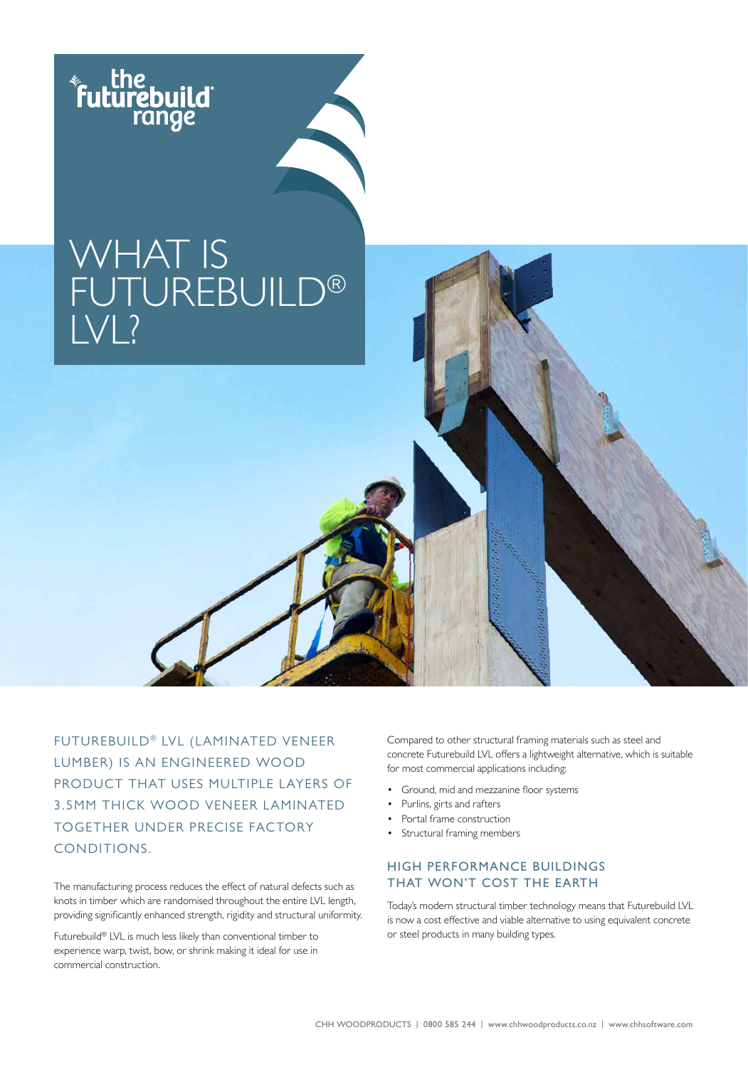# WHAT IS FUTUREBUILD® LVL?

FUTUREBUILD® LVL (LAMINATED VENEER LUMBER) IS AN ENGINEERED WOOD PRODUCT THAT USES MULTIPLE LAYERS OF 3.5MM THICK WOOD VENEER LAMINATED TOGETHER UNDER PRECISE FACTORY CONDITIONS.

The manufacturing process reduces the effect of natural defects such as knots in timber which are randomised throughout the entire LVL length, providing significantly enhanced strength, rigidity and structural uniformity.

Futurebuild® LVL is much less likely than conventional timber to experience warp, twist, bow, or shrink making it ideal for use in commercial construction.

Compared to other structural framing materials such as steel and concrete Futurebuild LVL offers a lightweight alternative, which is suitable for most commercial applications including:

- Ground, mid and mezzanine floor systems
- Purlins, girts and rafters
- Portal frame construction
- Structural framing members

## HIGH PERFORMANCE BUILDINGS THAT WON'T COST THE EARTH

Today's modern structural timber technology means that Futurebuild LVL is now a cost effective and viable alternative to using equivalent concrete or steel products in many building types.

CHH WOODPRODUCTS | 0800 585 244 | www.chhwoodproducts.co.nz | www.chhsoftware.com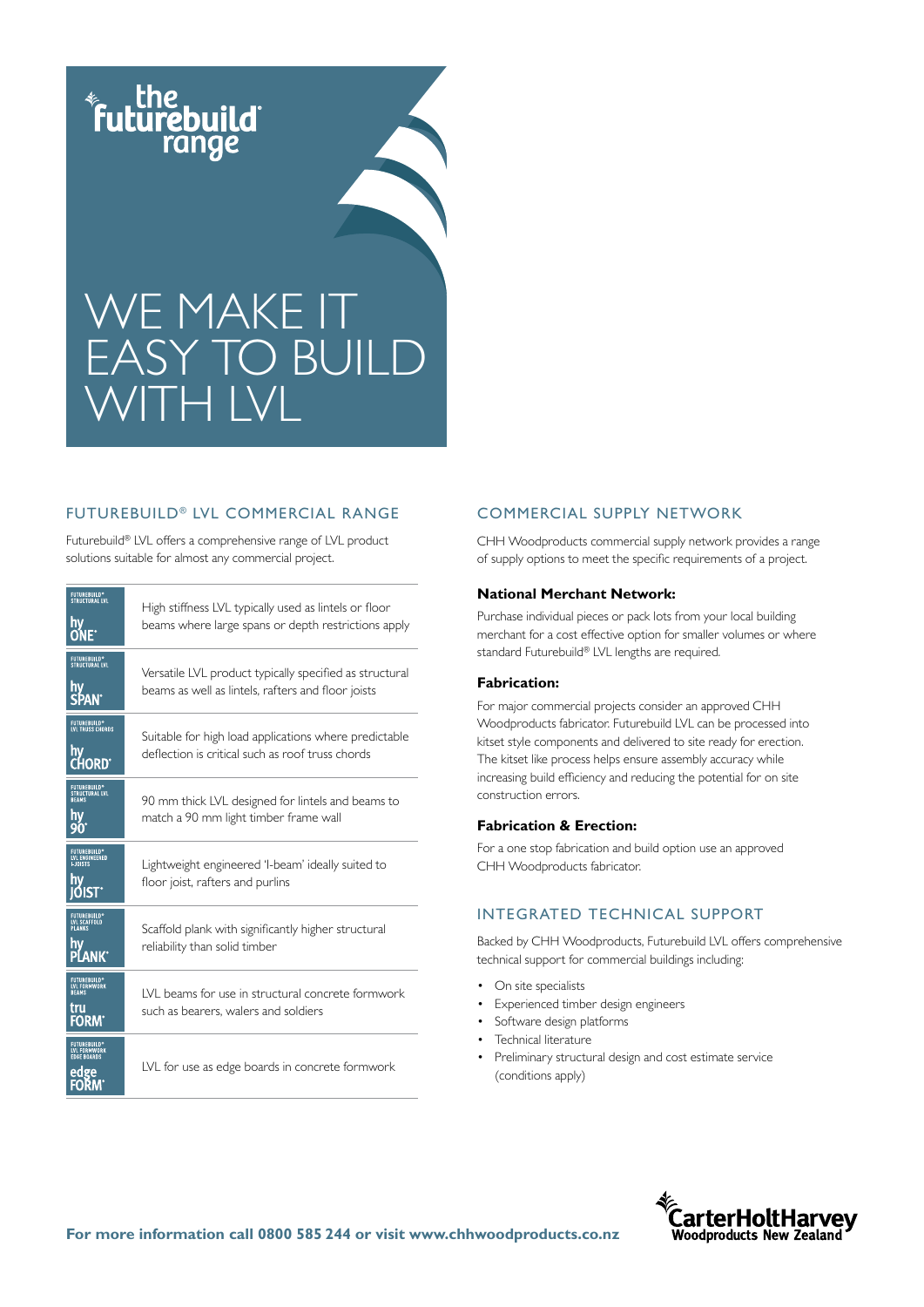# the futurebuild range

# WE MAKE IT EASY TO BUILD WITH LVL

## FUTUREBUILD® LVL COMMERCIAL RANGE

Futurebuild® LVL offers a comprehensive range of LVL product solutions suitable for almost any commercial project.

| | |
|---|---|
| FUTUREBUILD® STRUCTURAL LVL hy ONE® | High stiffness LVL typically used as lintels or floor beams where large spans or depth restrictions apply |
| FUTUREBUILD® STRUCTURAL LVL hy SPAN® | Versatile LVL product typically specified as structural beams as well as lintels, rafters and floor joists |
| FUTUREBUILD® LVL TRUSS CHORDS hy CHORD® | Suitable for high load applications where predictable deflection is critical such as roof truss chords |
| FUTUREBUILD® STRUCTURAL LVL BEAMS hy 90® | 90 mm thick LVL designed for lintels and beams to match a 90 mm light timber frame wall |
| FUTUREBUILD® LVL ENGINEERED I-JOISTS hy JOIST® | Lightweight engineered 'I-beam' ideally suited to floor joist, rafters and purlins |
| FUTUREBUILD® LVL SCAFFOLD PLANKS hy PLANK® | Scaffold plank with significantly higher structural reliability than solid timber |
| FUTUREBUILD® LVL FORMWORK BEAMS tru FORM® | LVL beams for use in structural concrete formwork such as bearers, walers and soldiers |
| FUTUREBUILD® LVL FORMWORK EDGE BOARDS edge FORM® | LVL for use as edge boards in concrete formwork |

## COMMERCIAL SUPPLY NETWORK

CHH Woodproducts commercial supply network provides a range of supply options to meet the specific requirements of a project.

**National Merchant Network:**

Purchase individual pieces or pack lots from your local building merchant for a cost effective option for smaller volumes or where standard Futurebuild® LVL lengths are required.

**Fabrication:**

For major commercial projects consider an approved CHH Woodproducts fabricator. Futurebuild LVL can be processed into kitset style components and delivered to site ready for erection. The kitset like process helps ensure assembly accuracy while increasing build efficiency and reducing the potential for on site construction errors.

**Fabrication & Erection:**

For a one stop fabrication and build option use an approved CHH Woodproducts fabricator.

## INTEGRATED TECHNICAL SUPPORT

Backed by CHH Woodproducts, Futurebuild LVL offers comprehensive technical support for commercial buildings including:

- On site specialists
- Experienced timber design engineers
- Software design platforms
- Technical literature
- Preliminary structural design and cost estimate service (conditions apply)

**For more information call 0800 585 244 or visit www.chhwoodproducts.co.nz**

CarterHoltHarvey Woodproducts New Zealand